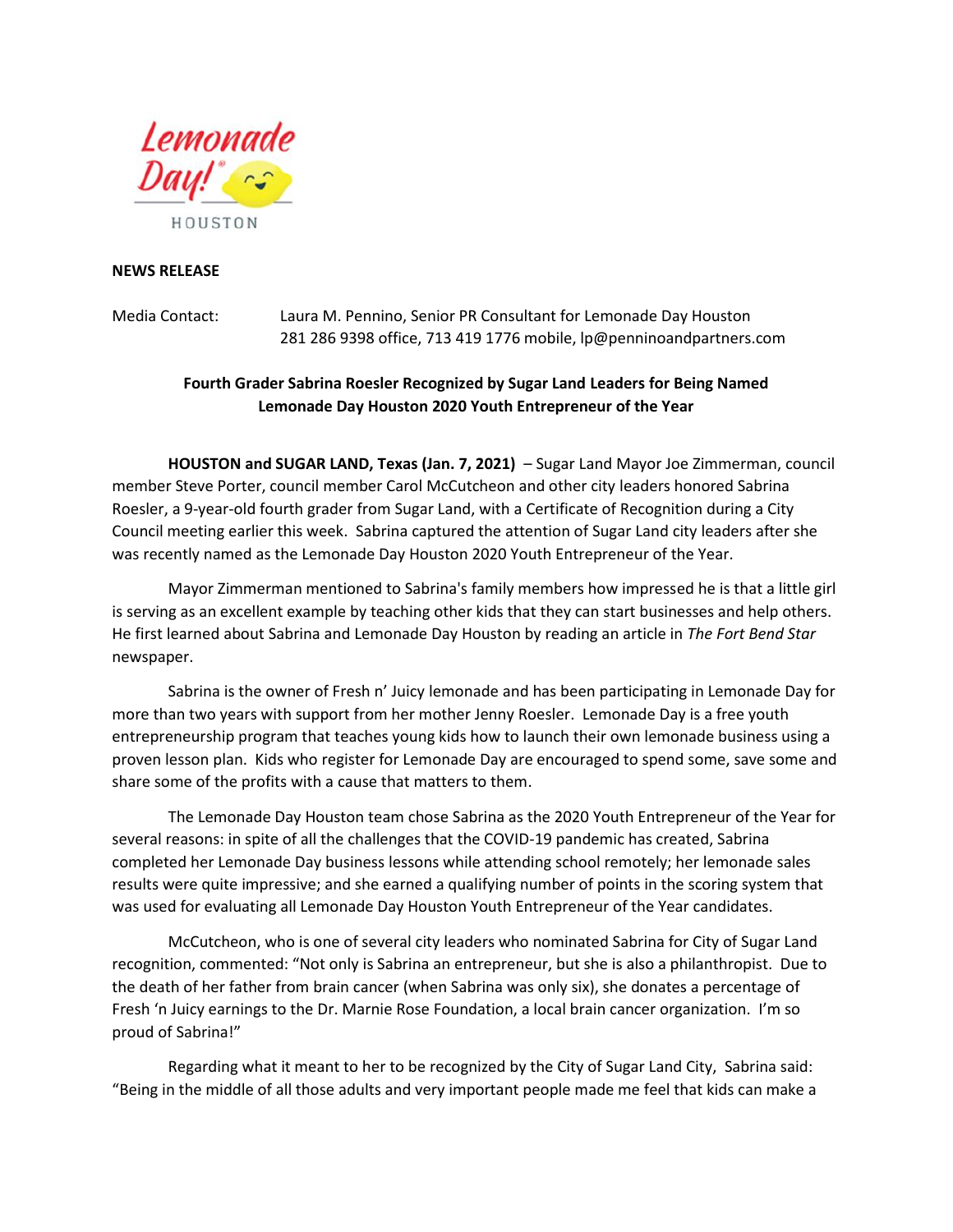Lemonade Day! HOUSTON

**NEWS RELEASE**

Media Contact: Laura M. Pennino, Senior PR Consultant for Lemonade Day Houston
281 286 9398 office, 713 419 1776 mobile, lp@penninoandpartners.com

**Fourth Grader Sabrina Roesler Recognized by Sugar Land Leaders for Being Named Lemonade Day Houston 2020 Youth Entrepreneur of the Year**

**HOUSTON and SUGAR LAND, Texas (Jan. 7, 2021)** – Sugar Land Mayor Joe Zimmerman, council member Steve Porter, council member Carol McCutcheon and other city leaders honored Sabrina Roesler, a 9-year-old fourth grader from Sugar Land, with a Certificate of Recognition during a City Council meeting earlier this week. Sabrina captured the attention of Sugar Land city leaders after she was recently named as the Lemonade Day Houston 2020 Youth Entrepreneur of the Year.

Mayor Zimmerman mentioned to Sabrina's family members how impressed he is that a little girl is serving as an excellent example by teaching other kids that they can start businesses and help others. He first learned about Sabrina and Lemonade Day Houston by reading an article in *The Fort Bend Star* newspaper.

Sabrina is the owner of Fresh n' Juicy lemonade and has been participating in Lemonade Day for more than two years with support from her mother Jenny Roesler. Lemonade Day is a free youth entrepreneurship program that teaches young kids how to launch their own lemonade business using a proven lesson plan. Kids who register for Lemonade Day are encouraged to spend some, save some and share some of the profits with a cause that matters to them.

The Lemonade Day Houston team chose Sabrina as the 2020 Youth Entrepreneur of the Year for several reasons: in spite of all the challenges that the COVID-19 pandemic has created, Sabrina completed her Lemonade Day business lessons while attending school remotely; her lemonade sales results were quite impressive; and she earned a qualifying number of points in the scoring system that was used for evaluating all Lemonade Day Houston Youth Entrepreneur of the Year candidates.

McCutcheon, who is one of several city leaders who nominated Sabrina for City of Sugar Land recognition, commented: "Not only is Sabrina an entrepreneur, but she is also a philanthropist. Due to the death of her father from brain cancer (when Sabrina was only six), she donates a percentage of Fresh 'n Juicy earnings to the Dr. Marnie Rose Foundation, a local brain cancer organization. I'm so proud of Sabrina!"

Regarding what it meant to her to be recognized by the City of Sugar Land City, Sabrina said: "Being in the middle of all those adults and very important people made me feel that kids can make a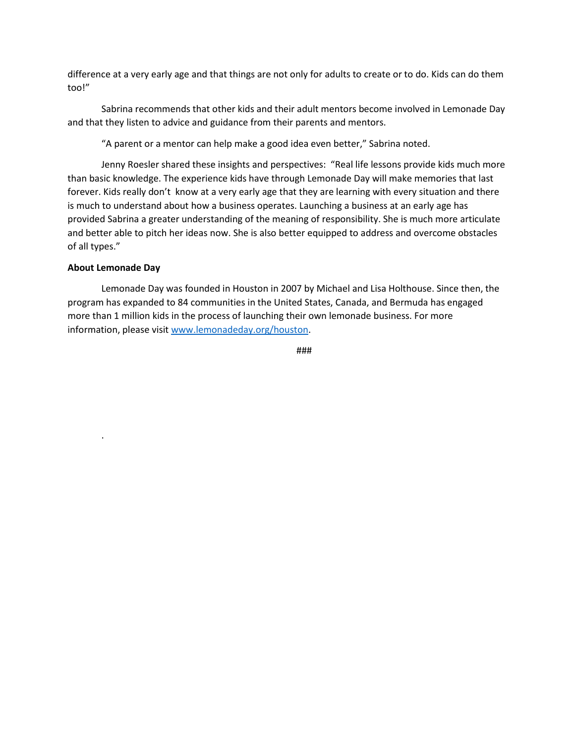difference at a very early age and that things are not only for adults to create or to do. Kids can do them too!"

Sabrina recommends that other kids and their adult mentors become involved in Lemonade Day and that they listen to advice and guidance from their parents and mentors.

"A parent or a mentor can help make a good idea even better," Sabrina noted.

Jenny Roesler shared these insights and perspectives: "Real life lessons provide kids much more than basic knowledge. The experience kids have through Lemonade Day will make memories that last forever. Kids really don't know at a very early age that they are learning with every situation and there is much to understand about how a business operates. Launching a business at an early age has provided Sabrina a greater understanding of the meaning of responsibility. She is much more articulate and better able to pitch her ideas now. She is also better equipped to address and overcome obstacles of all types."

**About Lemonade Day**

Lemonade Day was founded in Houston in 2007 by Michael and Lisa Holthouse. Since then, the program has expanded to 84 communities in the United States, Canada, and Bermuda has engaged more than 1 million kids in the process of launching their own lemonade business. For more information, please visit [www.lemonadeday.org/houston](www.lemonadeday.org/houston).

###